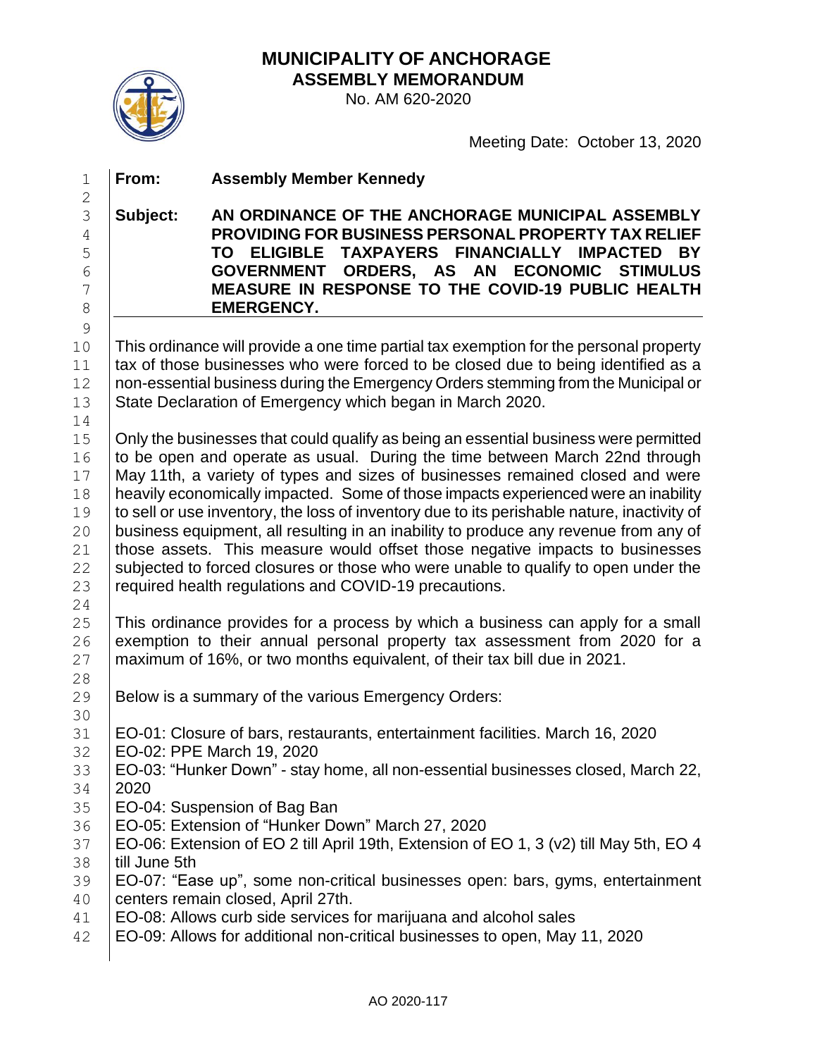# MUNICIPALITY OF ANCHORAGE

## ASSEMBLY MEMORANDUM

No. AM 620-2020

Meeting Date: October 13, 2020

**From:** **Assembly Member Kennedy**

**Subject:** **AN ORDINANCE OF THE ANCHORAGE MUNICIPAL ASSEMBLY PROVIDING FOR BUSINESS PERSONAL PROPERTY TAX RELIEF TO ELIGIBLE TAXPAYERS FINANCIALLY IMPACTED BY GOVERNMENT ORDERS, AS AN ECONOMIC STIMULUS MEASURE IN RESPONSE TO THE COVID-19 PUBLIC HEALTH EMERGENCY.**

This ordinance will provide a one time partial tax exemption for the personal property tax of those businesses who were forced to be closed due to being identified as a non-essential business during the Emergency Orders stemming from the Municipal or State Declaration of Emergency which began in March 2020.

Only the businesses that could qualify as being an essential business were permitted to be open and operate as usual. During the time between March 22nd through May 11th, a variety of types and sizes of businesses remained closed and were heavily economically impacted. Some of those impacts experienced were an inability to sell or use inventory, the loss of inventory due to its perishable nature, inactivity of business equipment, all resulting in an inability to produce any revenue from any of those assets. This measure would offset those negative impacts to businesses subjected to forced closures or those who were unable to qualify to open under the required health regulations and COVID-19 precautions.

This ordinance provides for a process by which a business can apply for a small exemption to their annual personal property tax assessment from 2020 for a maximum of 16%, or two months equivalent, of their tax bill due in 2021.

Below is a summary of the various Emergency Orders:

EO-01: Closure of bars, restaurants, entertainment facilities. March 16, 2020
EO-02: PPE March 19, 2020
EO-03: "Hunker Down" - stay home, all non-essential businesses closed, March 22, 2020
EO-04: Suspension of Bag Ban
EO-05: Extension of "Hunker Down" March 27, 2020
EO-06: Extension of EO 2 till April 19th, Extension of EO 1, 3 (v2) till May 5th, EO 4 till June 5th
EO-07: "Ease up", some non-critical businesses open: bars, gyms, entertainment centers remain closed, April 27th.
EO-08: Allows curb side services for marijuana and alcohol sales
EO-09: Allows for additional non-critical businesses to open, May 11, 2020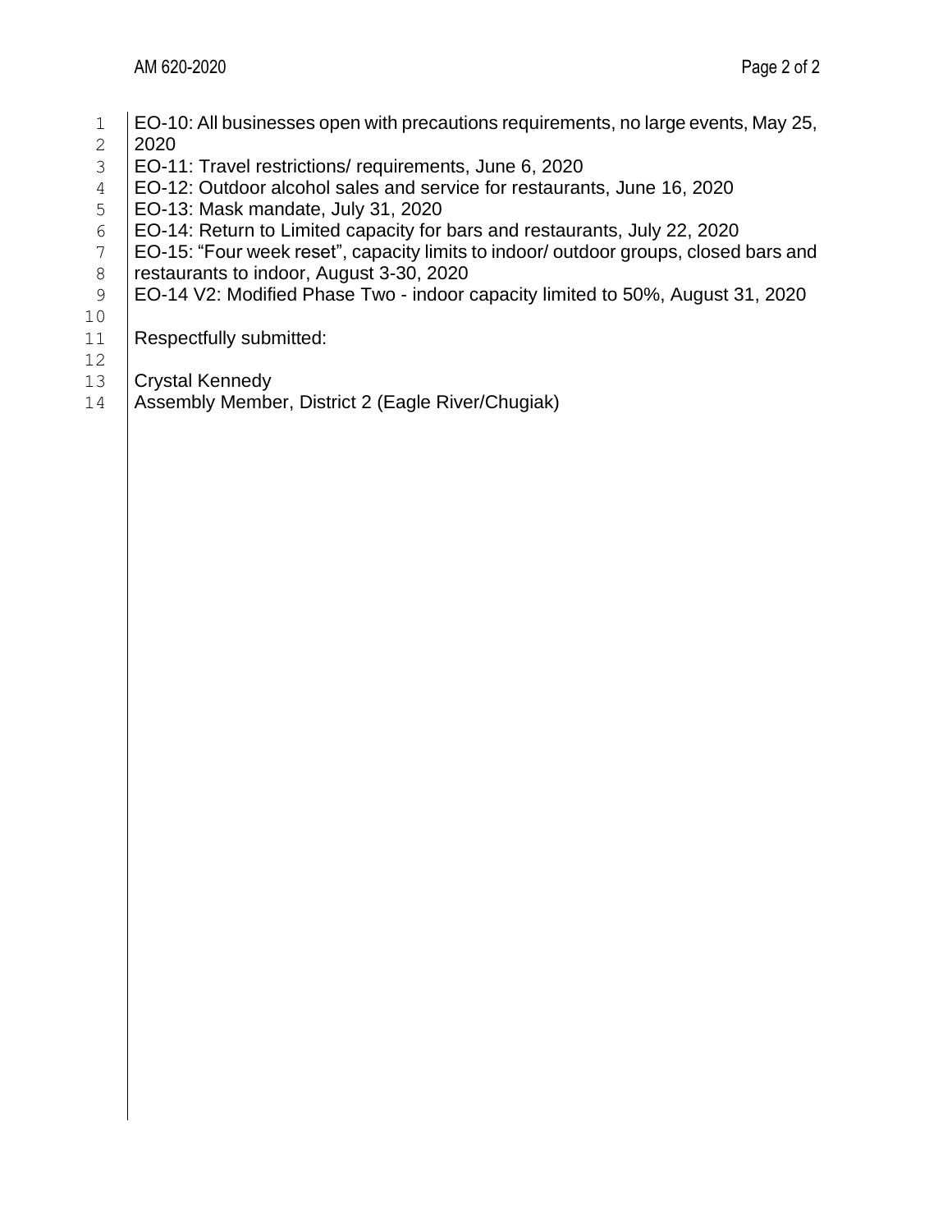EO-10: All businesses open with precautions requirements, no large events, May 25, 2020

EO-11: Travel restrictions/ requirements, June 6, 2020

EO-12: Outdoor alcohol sales and service for restaurants, June 16, 2020

EO-13: Mask mandate, July 31, 2020

EO-14: Return to Limited capacity for bars and restaurants, July 22, 2020

EO-15: "Four week reset", capacity limits to indoor/ outdoor groups, closed bars and restaurants to indoor, August 3-30, 2020

EO-14 V2: Modified Phase Two - indoor capacity limited to 50%, August 31, 2020

Respectfully submitted:

Crystal Kennedy
Assembly Member, District 2 (Eagle River/Chugiak)